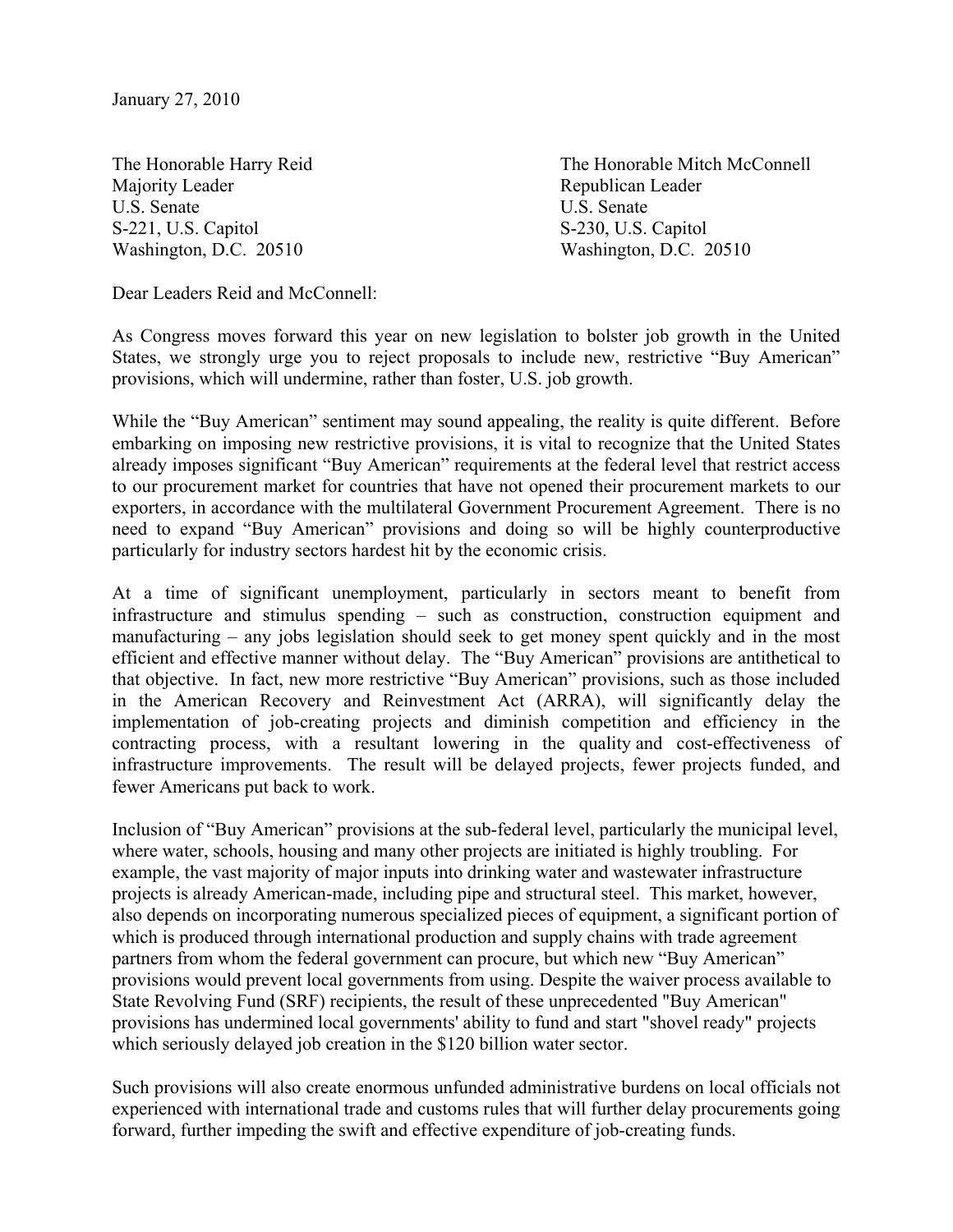January 27, 2010

The Honorable Harry Reid
Majority Leader
U.S. Senate
S-221, U.S. Capitol
Washington, D.C. 20510

The Honorable Mitch McConnell
Republican Leader
U.S. Senate
S-230, U.S. Capitol
Washington, D.C. 20510

Dear Leaders Reid and McConnell:

As Congress moves forward this year on new legislation to bolster job growth in the United States, we strongly urge you to reject proposals to include new, restrictive "Buy American" provisions, which will undermine, rather than foster, U.S. job growth.

While the "Buy American" sentiment may sound appealing, the reality is quite different. Before embarking on imposing new restrictive provisions, it is vital to recognize that the United States already imposes significant "Buy American" requirements at the federal level that restrict access to our procurement market for countries that have not opened their procurement markets to our exporters, in accordance with the multilateral Government Procurement Agreement. There is no need to expand "Buy American" provisions and doing so will be highly counterproductive particularly for industry sectors hardest hit by the economic crisis.

At a time of significant unemployment, particularly in sectors meant to benefit from infrastructure and stimulus spending – such as construction, construction equipment and manufacturing – any jobs legislation should seek to get money spent quickly and in the most efficient and effective manner without delay. The "Buy American" provisions are antithetical to that objective. In fact, new more restrictive "Buy American" provisions, such as those included in the American Recovery and Reinvestment Act (ARRA), will significantly delay the implementation of job-creating projects and diminish competition and efficiency in the contracting process, with a resultant lowering in the quality and cost-effectiveness of infrastructure improvements. The result will be delayed projects, fewer projects funded, and fewer Americans put back to work.

Inclusion of "Buy American" provisions at the sub-federal level, particularly the municipal level, where water, schools, housing and many other projects are initiated is highly troubling. For example, the vast majority of major inputs into drinking water and wastewater infrastructure projects is already American-made, including pipe and structural steel. This market, however, also depends on incorporating numerous specialized pieces of equipment, a significant portion of which is produced through international production and supply chains with trade agreement partners from whom the federal government can procure, but which new "Buy American" provisions would prevent local governments from using. Despite the waiver process available to State Revolving Fund (SRF) recipients, the result of these unprecedented "Buy American" provisions has undermined local governments' ability to fund and start "shovel ready" projects which seriously delayed job creation in the $120 billion water sector.

Such provisions will also create enormous unfunded administrative burdens on local officials not experienced with international trade and customs rules that will further delay procurements going forward, further impeding the swift and effective expenditure of job-creating funds.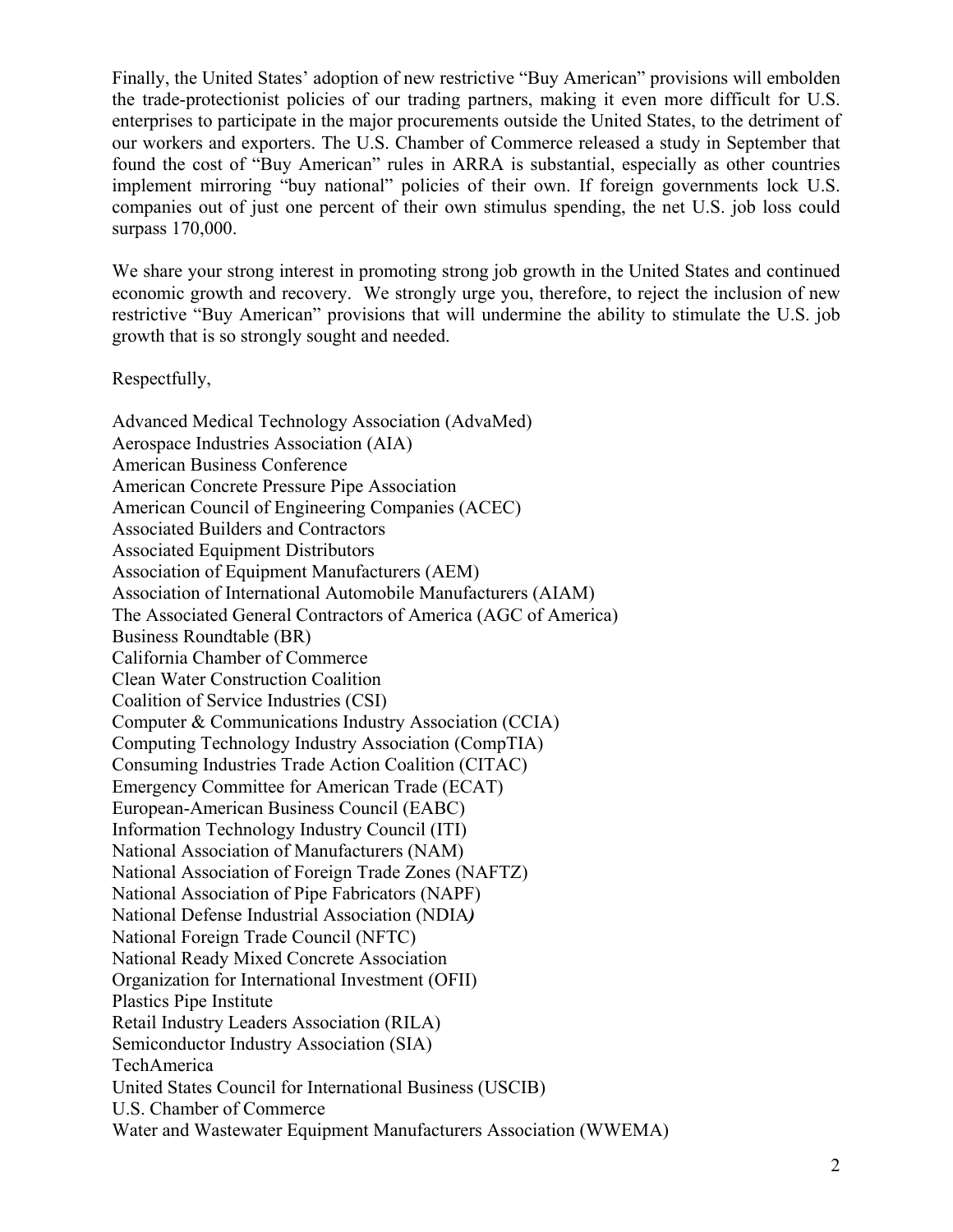Finally, the United States' adoption of new restrictive "Buy American" provisions will embolden the trade-protectionist policies of our trading partners, making it even more difficult for U.S. enterprises to participate in the major procurements outside the United States, to the detriment of our workers and exporters. The U.S. Chamber of Commerce released a study in September that found the cost of "Buy American" rules in ARRA is substantial, especially as other countries implement mirroring "buy national" policies of their own. If foreign governments lock U.S. companies out of just one percent of their own stimulus spending, the net U.S. job loss could surpass 170,000.

We share your strong interest in promoting strong job growth in the United States and continued economic growth and recovery. We strongly urge you, therefore, to reject the inclusion of new restrictive "Buy American" provisions that will undermine the ability to stimulate the U.S. job growth that is so strongly sought and needed.

Respectfully,

Advanced Medical Technology Association (AdvaMed)
Aerospace Industries Association (AIA)
American Business Conference
American Concrete Pressure Pipe Association
American Council of Engineering Companies (ACEC)
Associated Builders and Contractors
Associated Equipment Distributors
Association of Equipment Manufacturers (AEM)
Association of International Automobile Manufacturers (AIAM)
The Associated General Contractors of America (AGC of America)
Business Roundtable (BR)
California Chamber of Commerce
Clean Water Construction Coalition
Coalition of Service Industries (CSI)
Computer & Communications Industry Association (CCIA)
Computing Technology Industry Association (CompTIA)
Consuming Industries Trade Action Coalition (CITAC)
Emergency Committee for American Trade (ECAT)
European-American Business Council (EABC)
Information Technology Industry Council (ITI)
National Association of Manufacturers (NAM)
National Association of Foreign Trade Zones (NAFTZ)
National Association of Pipe Fabricators (NAPF)
National Defense Industrial Association (NDIA)
National Foreign Trade Council (NFTC)
National Ready Mixed Concrete Association
Organization for International Investment (OFII)
Plastics Pipe Institute
Retail Industry Leaders Association (RILA)
Semiconductor Industry Association (SIA)
TechAmerica
United States Council for International Business (USCIB)
U.S. Chamber of Commerce
Water and Wastewater Equipment Manufacturers Association (WWEMA)